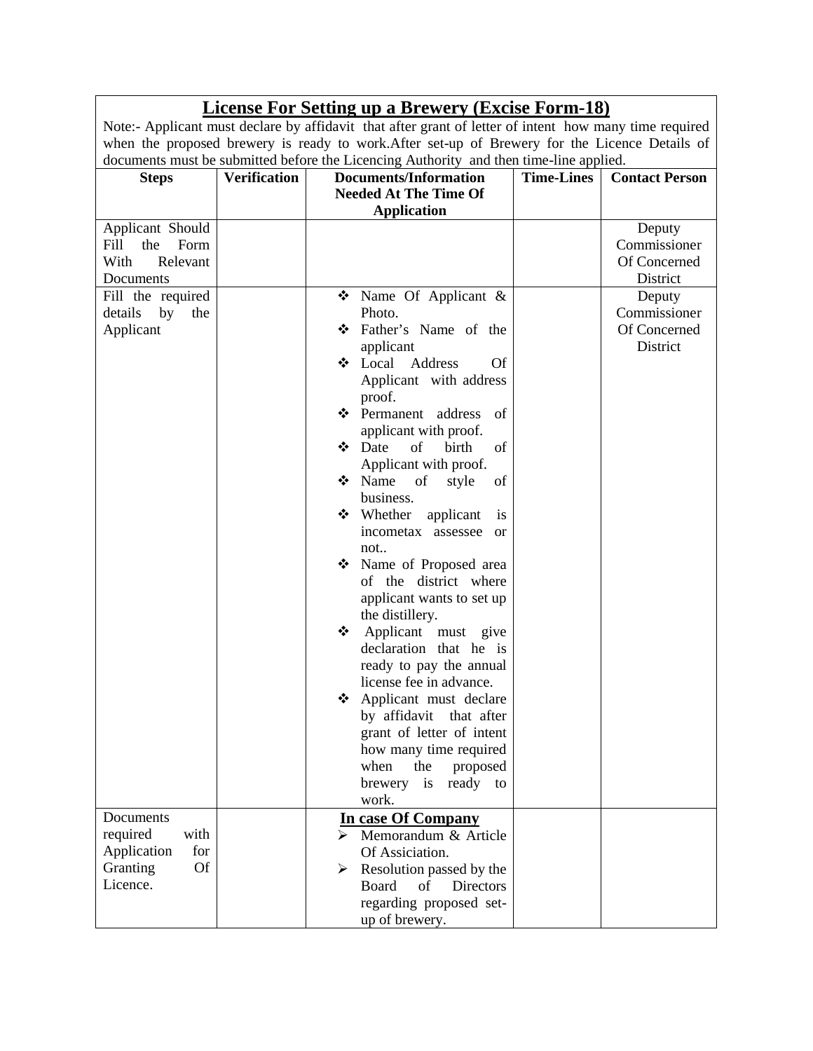## License For Setting up a Brewery (Excise Form-18)

Note:- Applicant must declare by affidavit that after grant of letter of intent how many time required when the proposed brewery is ready to work.After set-up of Brewery for the Licence Details of documents must be submitted before the Licencing Authority and then time-line applied.

| Steps | Verification | Documents/Information Needed At The Time Of Application | Time-Lines | Contact Person |
|---|---|---|---|---|
| Applicant Should Fill the Form With Relevant Documents | | | | Deputy Commissioner Of Concerned District |
| Fill the required details by the Applicant | | ❖ Name Of Applicant & Photo.<br>❖ Father's Name of the applicant<br>❖ Local Address Of Applicant with address proof.<br>❖ Permanent address of applicant with proof.<br>❖ Date of birth of Applicant with proof.<br>❖ Name of style of business.<br>❖ Whether applicant is incometax assessee or not..<br>❖ Name of Proposed area of the district where applicant wants to set up the distillery.<br>❖ Applicant must give declaration that he is ready to pay the annual license fee in advance.<br>❖ Applicant must declare by affidavit that after grant of letter of intent how many time required when the proposed brewery is ready to work. | | Deputy Commissioner Of Concerned District |
| Documents required with Application for Granting Of Licence. | | **In case Of Company**<br>➢ Memorandum & Article Of Assiciation.<br>➢ Resolution passed by the Board of Directors regarding proposed set-up of brewery. | | |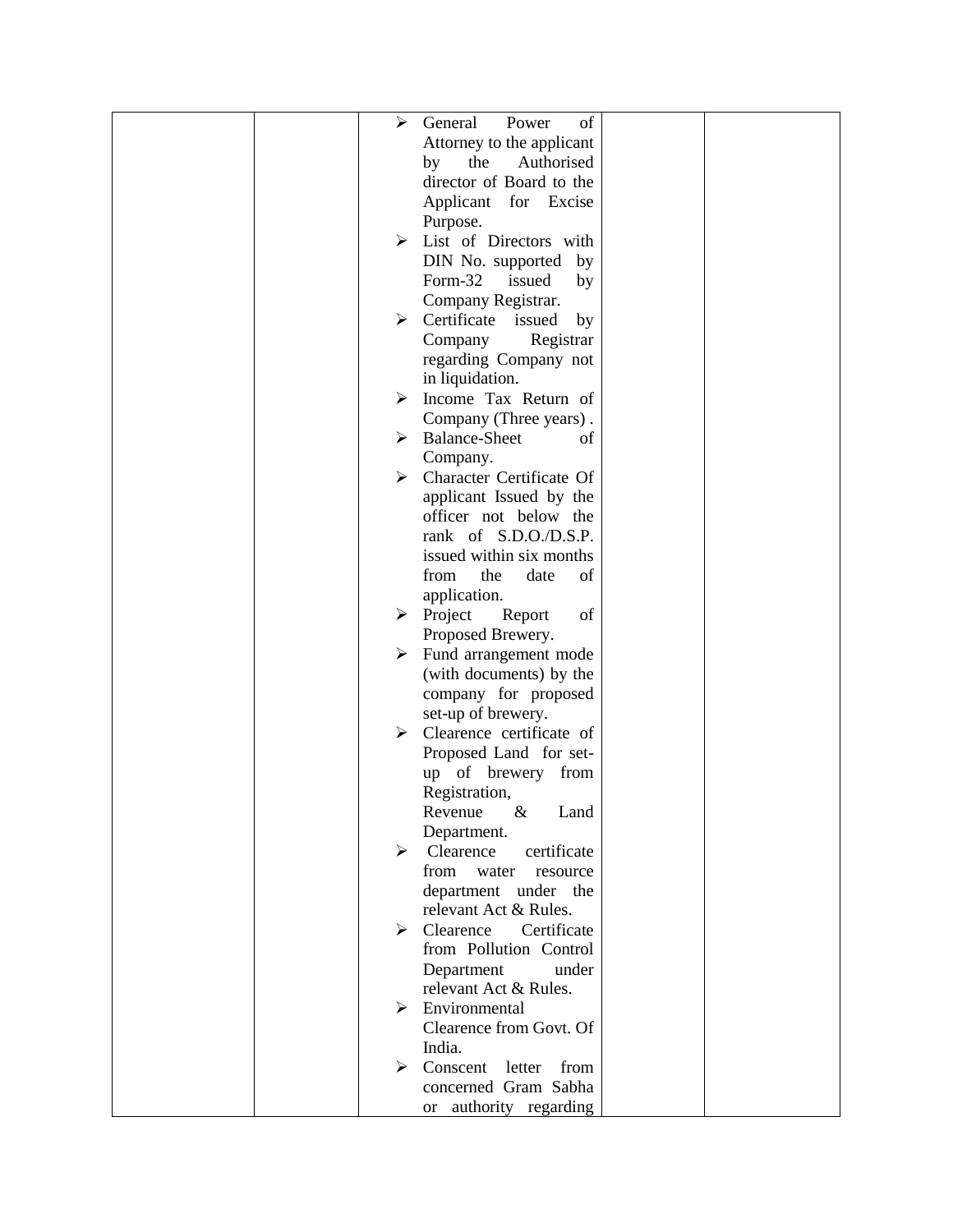|  |  |  |  |  |
|---|---|---|---|---|
|  |  | ➢ General Power of Attorney to the applicant by the Authorised director of Board to the Applicant for Excise Purpose.<br>➢ List of Directors with DIN No. supported by Form-32 issued by Company Registrar.<br>➢ Certificate issued by Company Registrar regarding Company not in liquidation.<br>➢ Income Tax Return of Company (Three years) .<br>➢ Balance-Sheet of Company.<br>➢ Character Certificate Of applicant Issued by the officer not below the rank of S.D.O./D.S.P. issued within six months from the date of application.<br>➢ Project Report of Proposed Brewery.<br>➢ Fund arrangement mode (with documents) by the company for proposed set-up of brewery.<br>➢ Clearence certificate of Proposed Land for set-up of brewery from Registration, Revenue & Land Department.<br>➢ Clearence certificate from water resource department under the relevant Act & Rules.<br>➢ Clearence Certificate from Pollution Control Department under relevant Act & Rules.<br>➢ Environmental Clearence from Govt. Of India.<br>➢ Conscent letter from concerned Gram Sabha or authority regarding |  |  |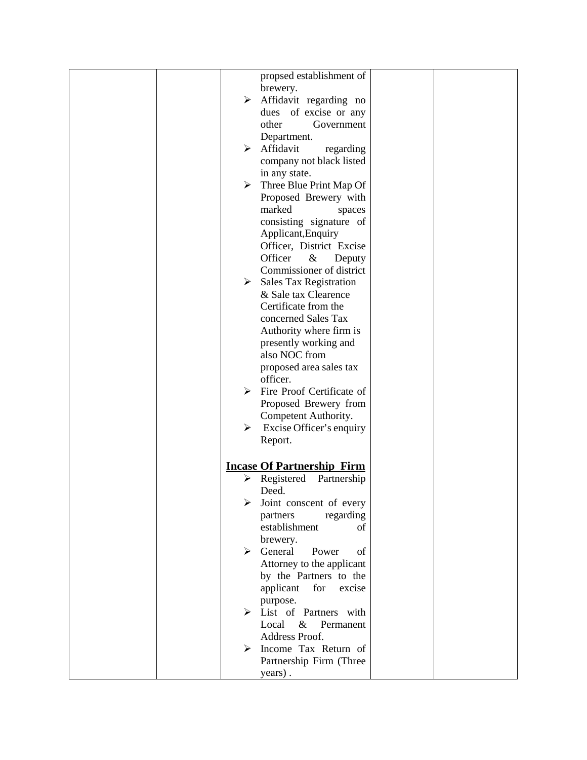| | | | | |
|---|---|---|---|---|
| | | propsed establishment of brewery.<br>➢ Affidavit regarding no dues of excise or any other Government Department.<br>➢ Affidavit regarding company not black listed in any state.<br>➢ Three Blue Print Map Of Proposed Brewery with marked spaces consisting signature of Applicant,Enquiry Officer, District Excise Officer & Deputy Commissioner of district<br>➢ Sales Tax Registration & Sale tax Clearence Certificate from the concerned Sales Tax Authority where firm is presently working and also NOC from proposed area sales tax officer.<br>➢ Fire Proof Certificate of Proposed Brewery from Competent Authority.<br>➢ Excise Officer's enquiry Report.<br><br>**<u>Incase Of Partnership Firm</u>**<br>➢ Registered Partnership Deed.<br>➢ Joint conscent of every partners regarding establishment of brewery.<br>➢ General Power of Attorney to the applicant by the Partners to the applicant for excise purpose.<br>➢ List of Partners with Local & Permanent Address Proof.<br>➢ Income Tax Return of Partnership Firm (Three years) . | | |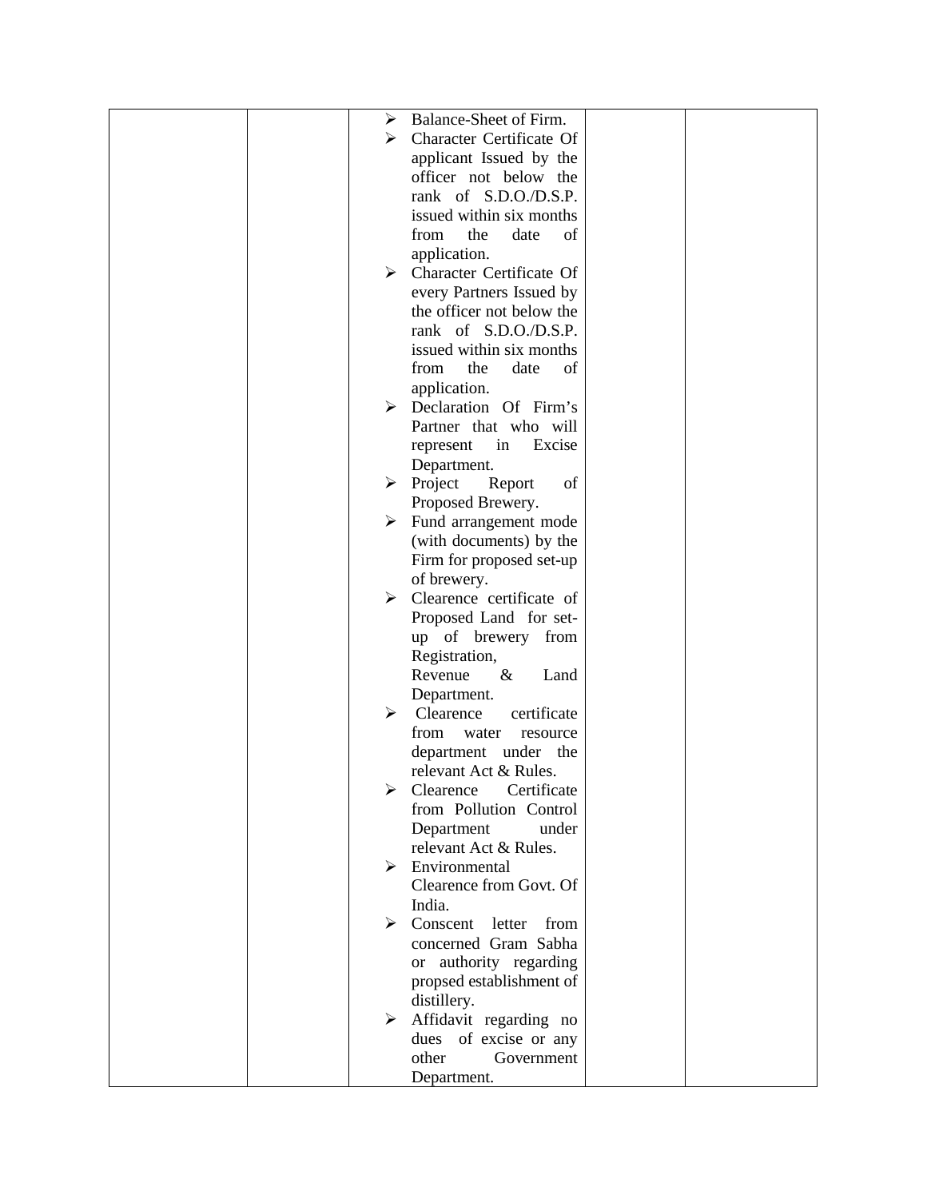|  |  | <ul><li>Balance-Sheet of Firm.</li><li>Character Certificate Of applicant Issued by the officer not below the rank of S.D.O./D.S.P. issued within six months from the date of application.</li><li>Character Certificate Of every Partners Issued by the officer not below the rank of S.D.O./D.S.P. issued within six months from the date of application.</li><li>Declaration Of Firm's Partner that who will represent in Excise Department.</li><li>Project Report of Proposed Brewery.</li><li>Fund arrangement mode (with documents) by the Firm for proposed set-up of brewery.</li><li>Clearence certificate of Proposed Land for set-up of brewery from Registration, Revenue & Land Department.</li><li>Clearence certificate from water resource department under the relevant Act & Rules.</li><li>Clearence Certificate from Pollution Control Department under relevant Act & Rules.</li><li>Environmental Clearence from Govt. Of India.</li><li>Conscent letter from concerned Gram Sabha or authority regarding propsed establishment of distillery.</li><li>Affidavit regarding no dues of excise or any other Government Department.</li></ul> |  |  |
|---|---|---|---|---|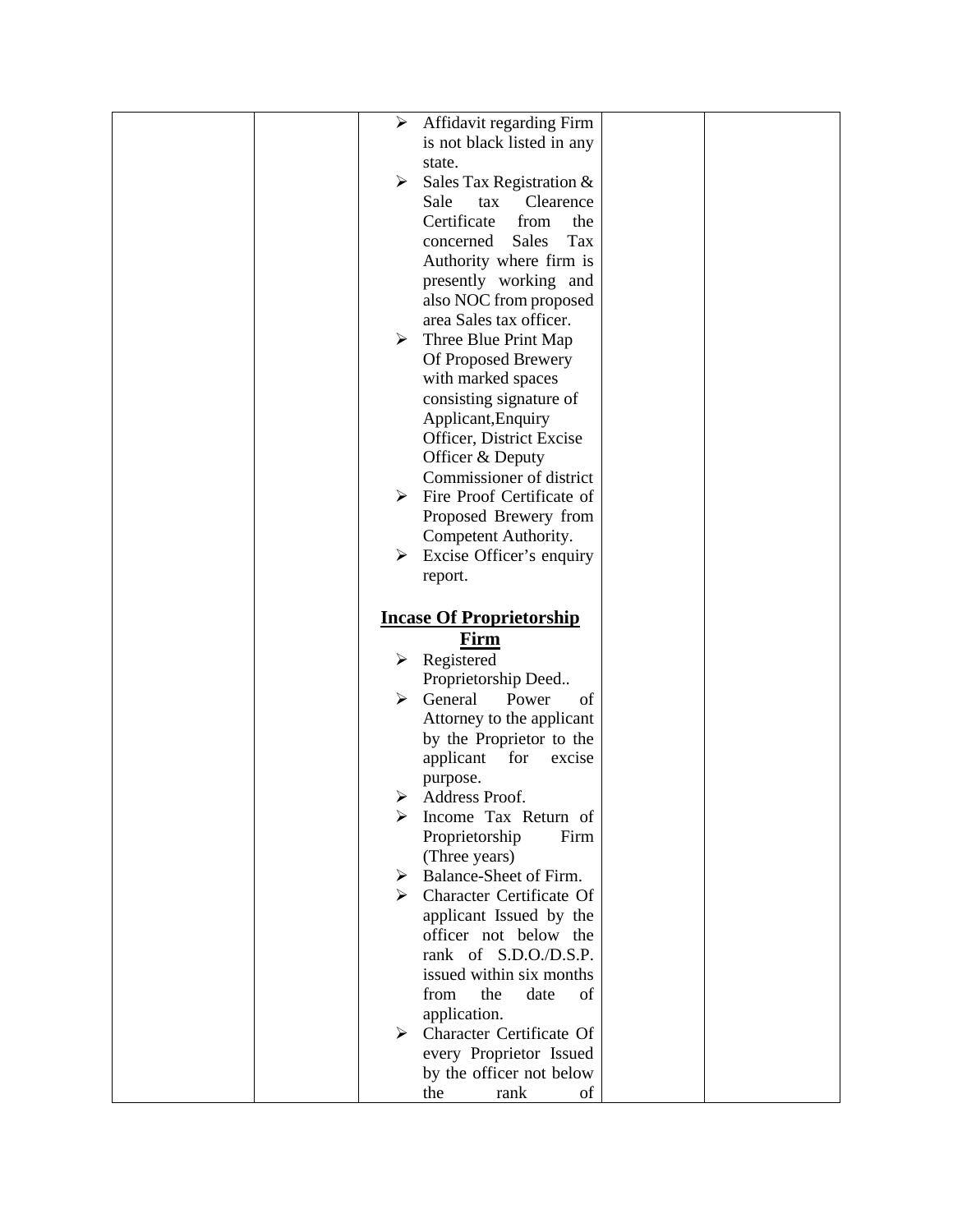| | | | | |
|---|---|---|---|---|
| | | ➢ Affidavit regarding Firm is not black listed in any state.<br>➢ Sales Tax Registration & Sale tax Clearence Certificate from the concerned Sales Tax Authority where firm is presently working and also NOC from proposed area Sales tax officer.<br>➢ Three Blue Print Map Of Proposed Brewery with marked spaces consisting signature of Applicant,Enquiry Officer, District Excise Officer & Deputy Commissioner of district<br>➢ Fire Proof Certificate of Proposed Brewery from Competent Authority.<br>➢ Excise Officer's enquiry report.<br><br>**<u>Incase Of Proprietorship Firm</u>**<br>➢ Registered Proprietorship Deed..<br>➢ General Power of Attorney to the applicant by the Proprietor to the applicant for excise purpose.<br>➢ Address Proof.<br>➢ Income Tax Return of Proprietorship Firm (Three years)<br>➢ Balance-Sheet of Firm.<br>➢ Character Certificate Of applicant Issued by the officer not below the rank of S.D.O./D.S.P. issued within six months from the date of application.<br>➢ Character Certificate Of every Proprietor Issued by the officer not below the rank of | | |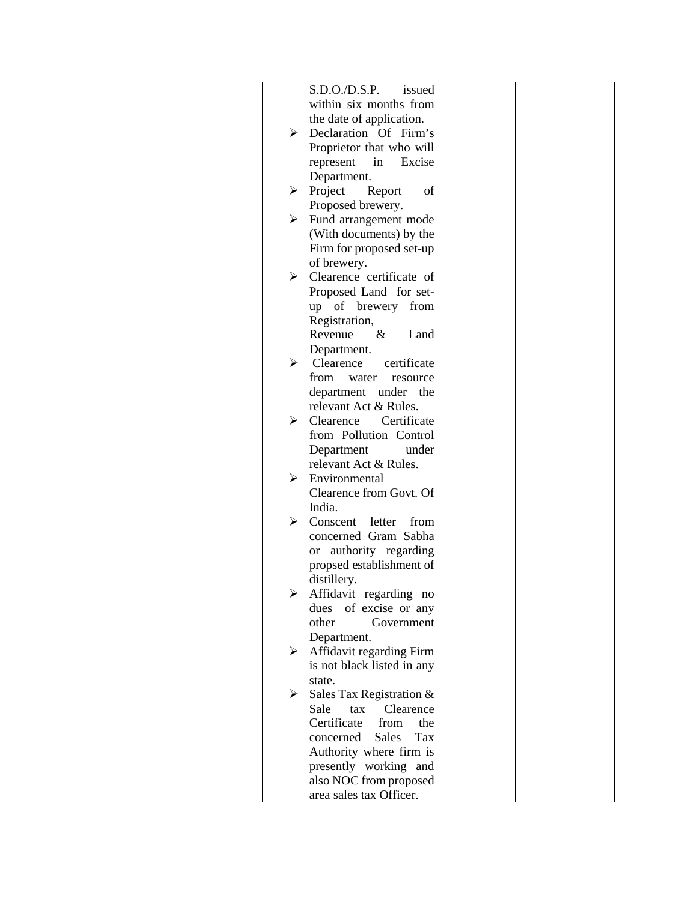|  |  | S.D.O./D.S.P. issued within six months from the date of application.<br>➤ Declaration Of Firm's Proprietor that who will represent in Excise Department.<br>➤ Project Report of Proposed brewery.<br>➤ Fund arrangement mode (With documents) by the Firm for proposed set-up of brewery.<br>➤ Clearence certificate of Proposed Land for set-up of brewery from Registration, Revenue & Land Department.<br>➤ Clearence certificate from water resource department under the relevant Act & Rules.<br>➤ Clearence Certificate from Pollution Control Department under relevant Act & Rules.<br>➤ Environmental Clearence from Govt. Of India.<br>➤ Conscent letter from concerned Gram Sabha or authority regarding propsed establishment of distillery.<br>➤ Affidavit regarding no dues of excise or any other Government Department.<br>➤ Affidavit regarding Firm is not black listed in any state.<br>➤ Sales Tax Registration & Sale tax Clearence Certificate from the concerned Sales Tax Authority where firm is presently working and also NOC from proposed area sales tax Officer. |  |  |
|---|---|---|---|---|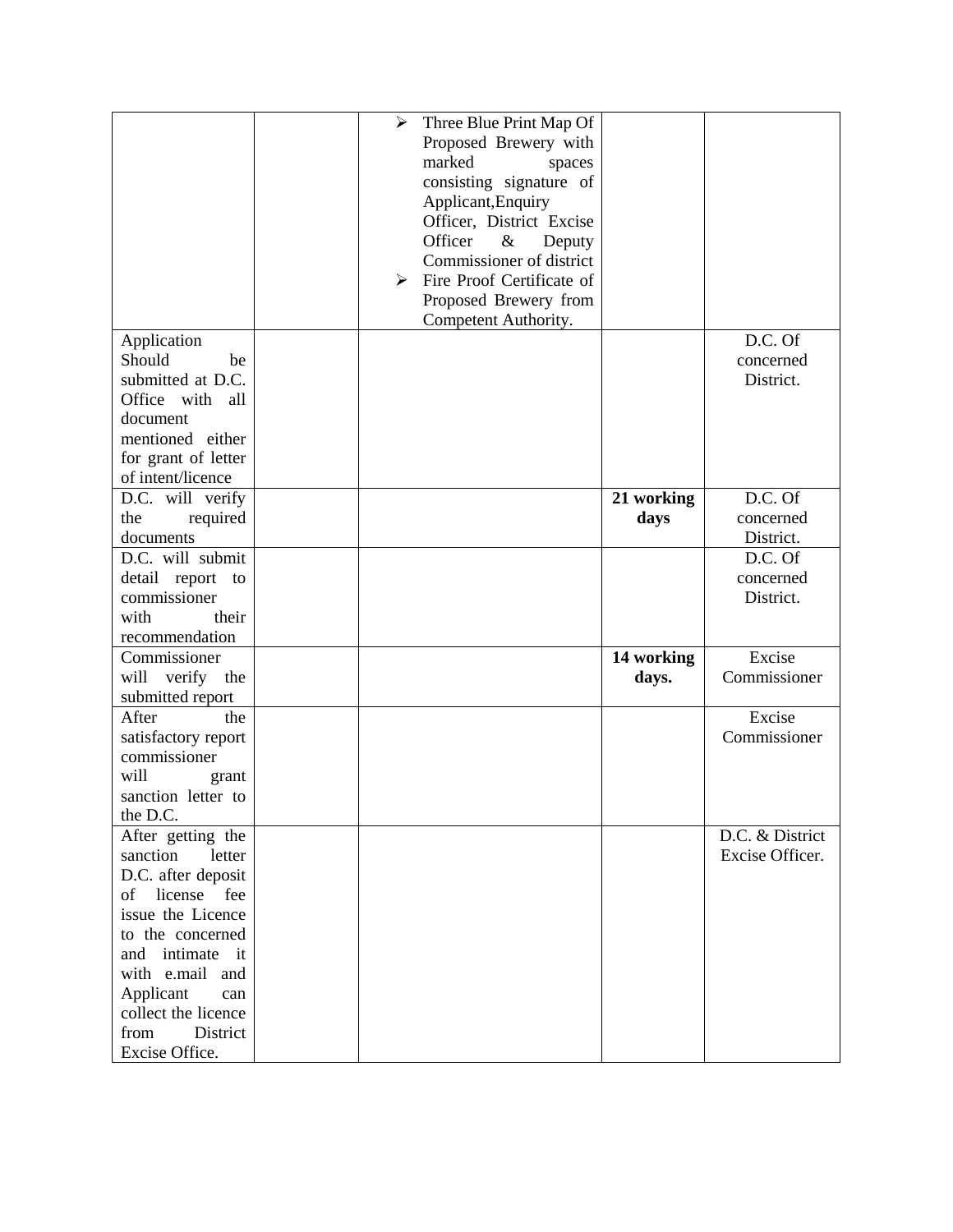| | | | | |
|---|---|---|---|---|
| | | ➢ Three Blue Print Map Of Proposed Brewery with marked spaces consisting signature of Applicant,Enquiry Officer, District Excise Officer & Deputy Commissioner of district<br>➢ Fire Proof Certificate of Proposed Brewery from Competent Authority. | | |
| Application Should be submitted at D.C. Office with all document mentioned either for grant of letter of intent/licence | | | | D.C. Of concerned District. |
| D.C. will verify the required documents | | | **21 working days** | D.C. Of concerned District. |
| D.C. will submit detail report to commissioner with their recommendation | | | | D.C. Of concerned District. |
| Commissioner will verify the submitted report | | | **14 working days.** | Excise Commissioner |
| After the satisfactory report commissioner will grant sanction letter to the D.C. | | | | Excise Commissioner |
| After getting the sanction letter D.C. after deposit of license fee issue the Licence to the concerned and intimate it with e.mail and Applicant can collect the licence from District Excise Office. | | | | D.C. & District Excise Officer. |